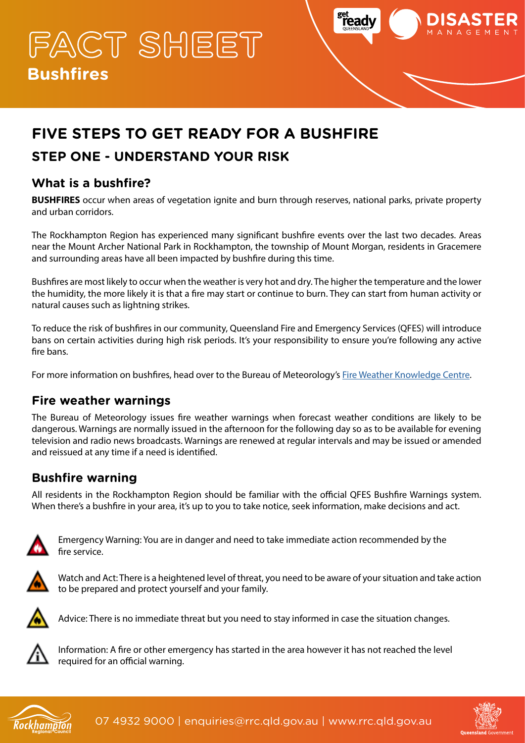# FACT SHEET

## Bushfires

# FIVE STEPS TO GET READY FOR A BUSHFIRE

## STEP ONE - UNDERSTAND YOUR RISK

### What is a bushfire?

**BUSHFIRES** occur when areas of vegetation ignite and burn through reserves, national parks, private property and urban corridors.

The Rockhampton Region has experienced many significant bushfire events over the last two decades. Areas near the Mount Archer National Park in Rockhampton, the township of Mount Morgan, residents in Gracemere and surrounding areas have all been impacted by bushfire during this time.

Bushfires are most likely to occur when the weather is very hot and dry. The higher the temperature and the lower the humidity, the more likely it is that a fire may start or continue to burn. They can start from human activity or natural causes such as lightning strikes.

To reduce the risk of bushfires in our community, Queensland Fire and Emergency Services (QFES) will introduce bans on certain activities during high risk periods. It's your responsibility to ensure you're following any active fire bans.

For more information on bushfires, head over to the Bureau of Meteorology's Fire Weather Knowledge Centre.

### Fire weather warnings

The Bureau of Meteorology issues fire weather warnings when forecast weather conditions are likely to be dangerous. Warnings are normally issued in the afternoon for the following day so as to be available for evening television and radio news broadcasts. Warnings are renewed at regular intervals and may be issued or amended and reissued at any time if a need is identified.

### Bushfire warning

All residents in the Rockhampton Region should be familiar with the official QFES Bushfire Warnings system. When there's a bushfire in your area, it's up to you to take notice, seek information, make decisions and act.

Emergency Warning: You are in danger and need to take immediate action recommended by the fire service.

Watch and Act: There is a heightened level of threat, you need to be aware of your situation and take action to be prepared and protect yourself and your family.

Advice: There is no immediate threat but you need to stay informed in case the situation changes.

Information: A fire or other emergency has started in the area however it has not reached the level required for an official warning.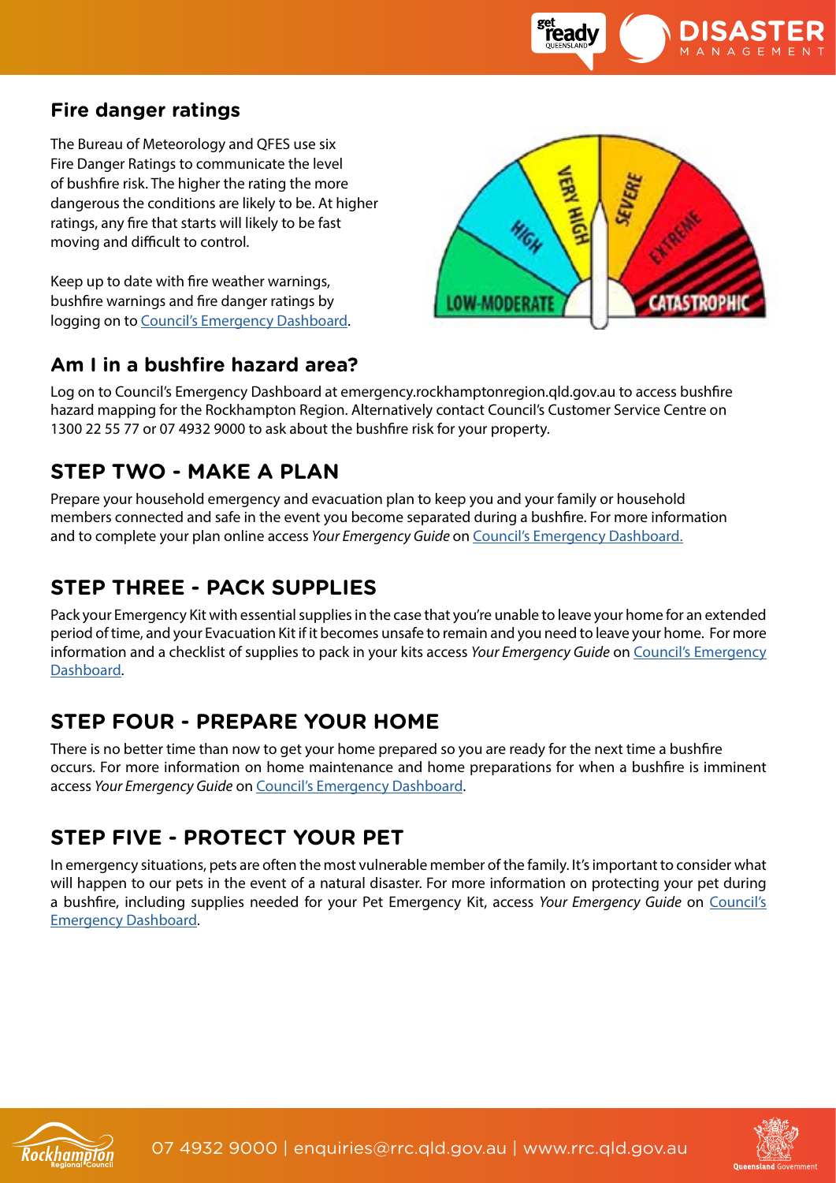## Fire danger ratings

The Bureau of Meteorology and QFES use six Fire Danger Ratings to communicate the level of bushfire risk. The higher the rating the more dangerous the conditions are likely to be. At higher ratings, any fire that starts will likely to be fast moving and difficult to control.

Keep up to date with fire weather warnings, bushfire warnings and fire danger ratings by logging on to Council's Emergency Dashboard.

LOW-MODERATE
HIGH
VERY HIGH
SEVERE
EXTREME
CATASTROPHIC

## Am I in a bushfire hazard area?

Log on to Council's Emergency Dashboard at emergency.rockhamptonregion.qld.gov.au to access bushfire hazard mapping for the Rockhampton Region. Alternatively contact Council's Customer Service Centre on 1300 22 55 77 or 07 4932 9000 to ask about the bushfire risk for your property.

## STEP TWO - MAKE A PLAN

Prepare your household emergency and evacuation plan to keep you and your family or household members connected and safe in the event you become separated during a bushfire. For more information and to complete your plan online access *Your Emergency Guide* on Council's Emergency Dashboard.

## STEP THREE - PACK SUPPLIES

Pack your Emergency Kit with essential supplies in the case that you're unable to leave your home for an extended period of time, and your Evacuation Kit if it becomes unsafe to remain and you need to leave your home. For more information and a checklist of supplies to pack in your kits access *Your Emergency Guide* on Council's Emergency Dashboard.

## STEP FOUR - PREPARE YOUR HOME

There is no better time than now to get your home prepared so you are ready for the next time a bushfire occurs. For more information on home maintenance and home preparations for when a bushfire is imminent access *Your Emergency Guide* on Council's Emergency Dashboard.

## STEP FIVE - PROTECT YOUR PET

In emergency situations, pets are often the most vulnerable member of the family. It's important to consider what will happen to our pets in the event of a natural disaster. For more information on protecting your pet during a bushfire, including supplies needed for your Pet Emergency Kit, access *Your Emergency Guide* on Council's Emergency Dashboard.

07 4932 9000 | enquiries@rrc.qld.gov.au | www.rrc.qld.gov.au